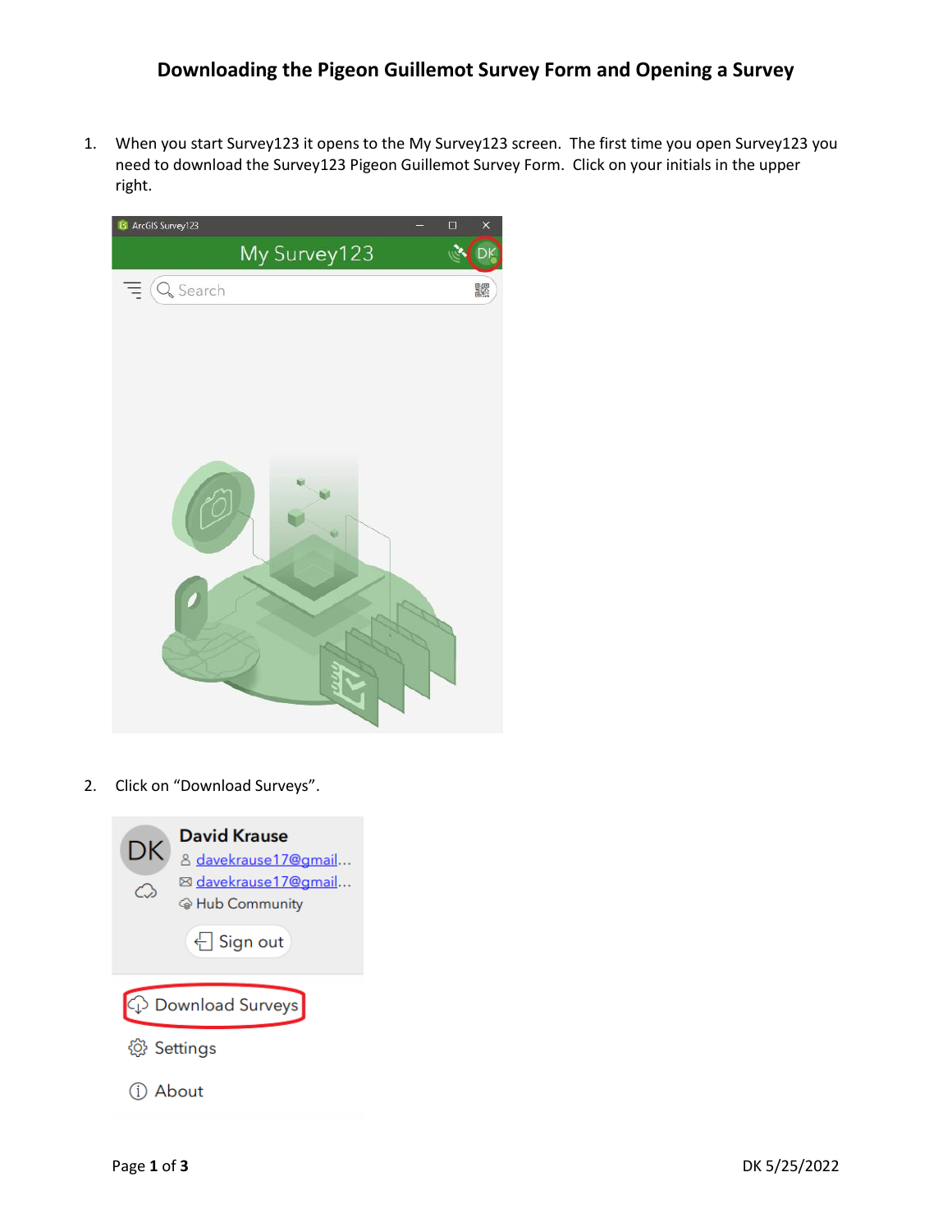# Downloading the Pigeon Guillemot Survey Form and Opening a Survey

1. When you start Survey123 it opens to the My Survey123 screen. The first time you open Survey123 you need to download the Survey123 Pigeon Guillemot Survey Form. Click on your initials in the upper right.

2. Click on "Download Surveys".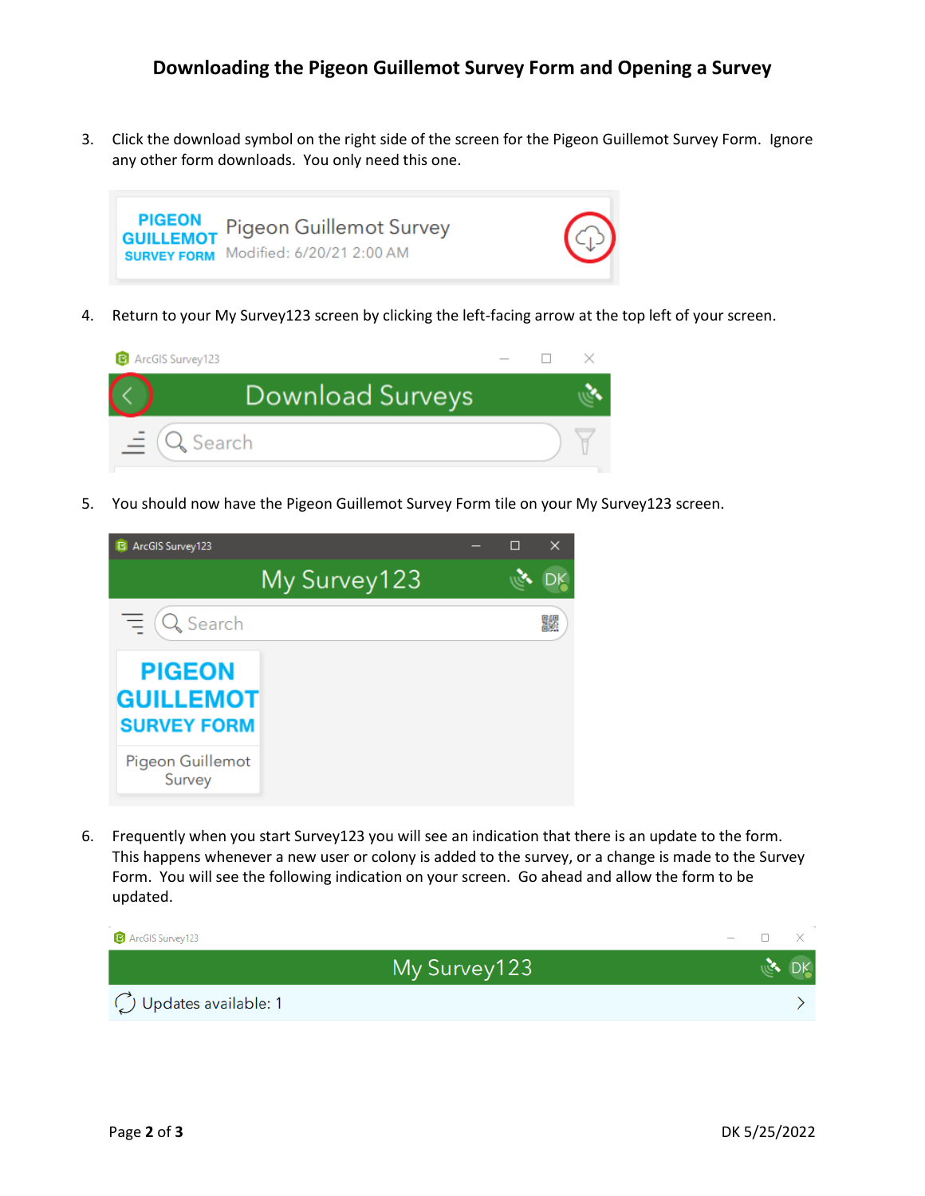# Downloading the Pigeon Guillemot Survey Form and Opening a Survey

3. Click the download symbol on the right side of the screen for the Pigeon Guillemot Survey Form. Ignore any other form downloads. You only need this one.

4. Return to your My Survey123 screen by clicking the left-facing arrow at the top left of your screen.

5. You should now have the Pigeon Guillemot Survey Form tile on your My Survey123 screen.

6. Frequently when you start Survey123 you will see an indication that there is an update to the form. This happens whenever a new user or colony is added to the survey, or a change is made to the Survey Form. You will see the following indication on your screen. Go ahead and allow the form to be updated.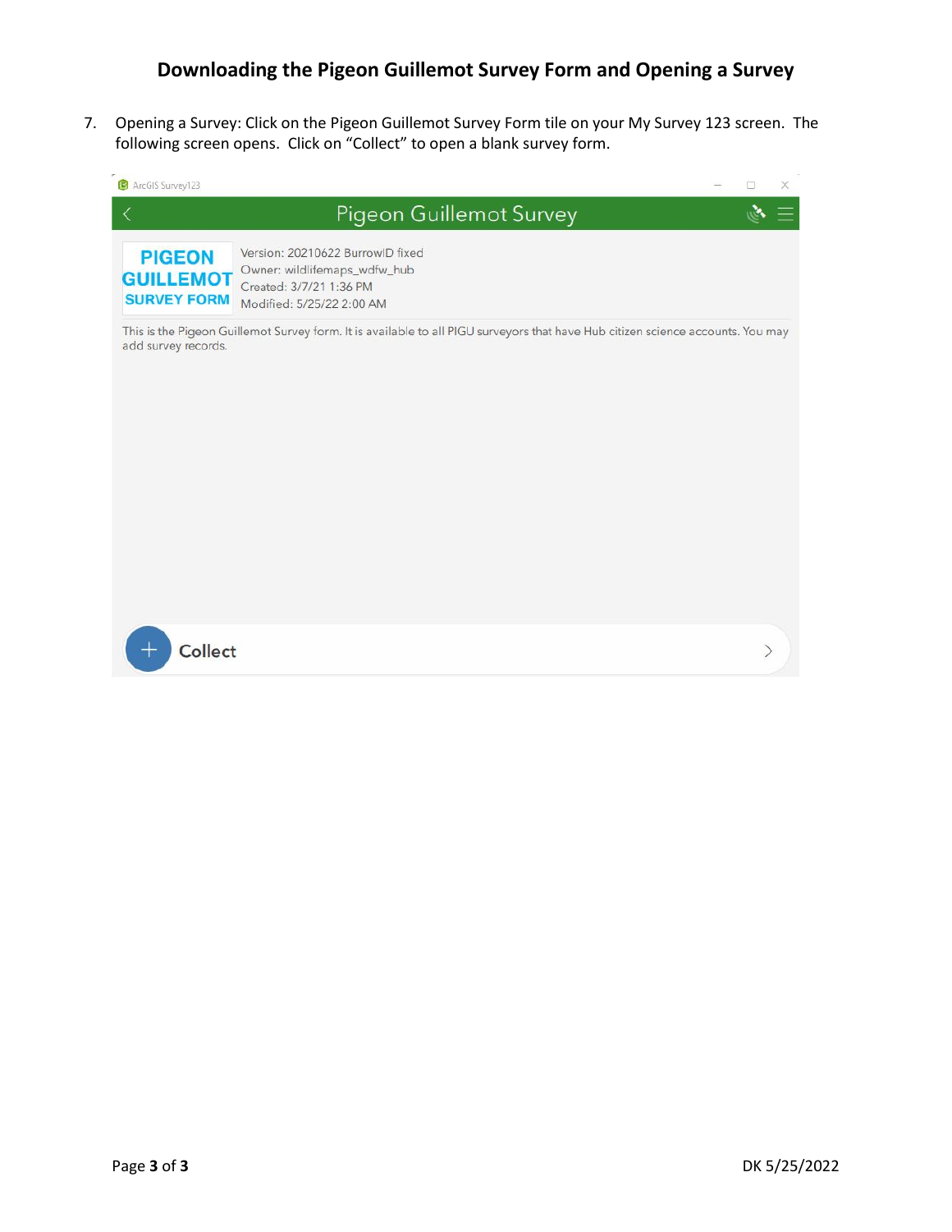## Downloading the Pigeon Guillemot Survey Form and Opening a Survey

7. Opening a Survey: Click on the Pigeon Guillemot Survey Form tile on your My Survey 123 screen. The following screen opens. Click on "Collect" to open a blank survey form.

ArcGIS Survey123

Pigeon Guillemot Survey

PIGEON GUILLEMOT SURVEY FORM

Version: 20210622 BurrowID fixed
Owner: wildlifemaps_wdfw_hub
Created: 3/7/21 1:36 PM
Modified: 5/25/22 2:00 AM

This is the Pigeon Guillemot Survey form. It is available to all PIGU surveyors that have Hub citizen science accounts. You may add survey records.

Collect